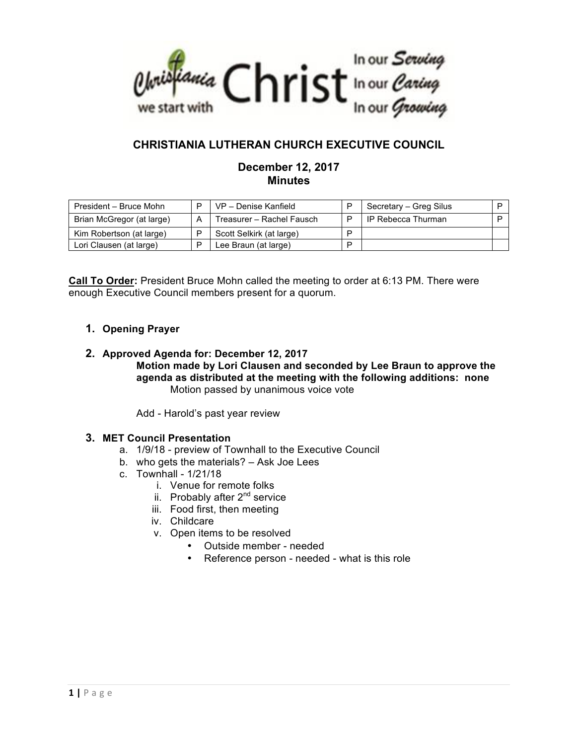# CHRISTIANIA LUTHERAN CHURCH EXECUTIVE COUNCIL

## December 12, 2017
## Minutes

| | | | | | |
|---|---|---|---|---|---|
| President – Bruce Mohn | P | VP – Denise Kanfield | P | Secretary – Greg Silus | P |
| Brian McGregor (at large) | A | Treasurer – Rachel Fausch | P | IP Rebecca Thurman | P |
| Kim Robertson (at large) | P | Scott Selkirk (at large) | P | | |
| Lori Clausen (at large) | P | Lee Braun (at large) | P | | |

**<u>Call To Order</u>:** President Bruce Mohn called the meeting to order at 6:13 PM. There were enough Executive Council members present for a quorum.

1. **Opening Prayer**

2. **Approved Agenda for: December 12, 2017**

   **Motion made by Lori Clausen and seconded by Lee Braun to approve the agenda as distributed at the meeting with the following additions: none**

   Motion passed by unanimous voice vote

   Add - Harold's past year review

3. **MET Council Presentation**
   a. 1/9/18 - preview of Townhall to the Executive Council
   b. who gets the materials? – Ask Joe Lees
   c. Townhall - 1/21/18
      i. Venue for remote folks
      ii. Probably after 2nd service
      iii. Food first, then meeting
      iv. Childcare
      v. Open items to be resolved
         - Outside member - needed
         - Reference person - needed - what is this role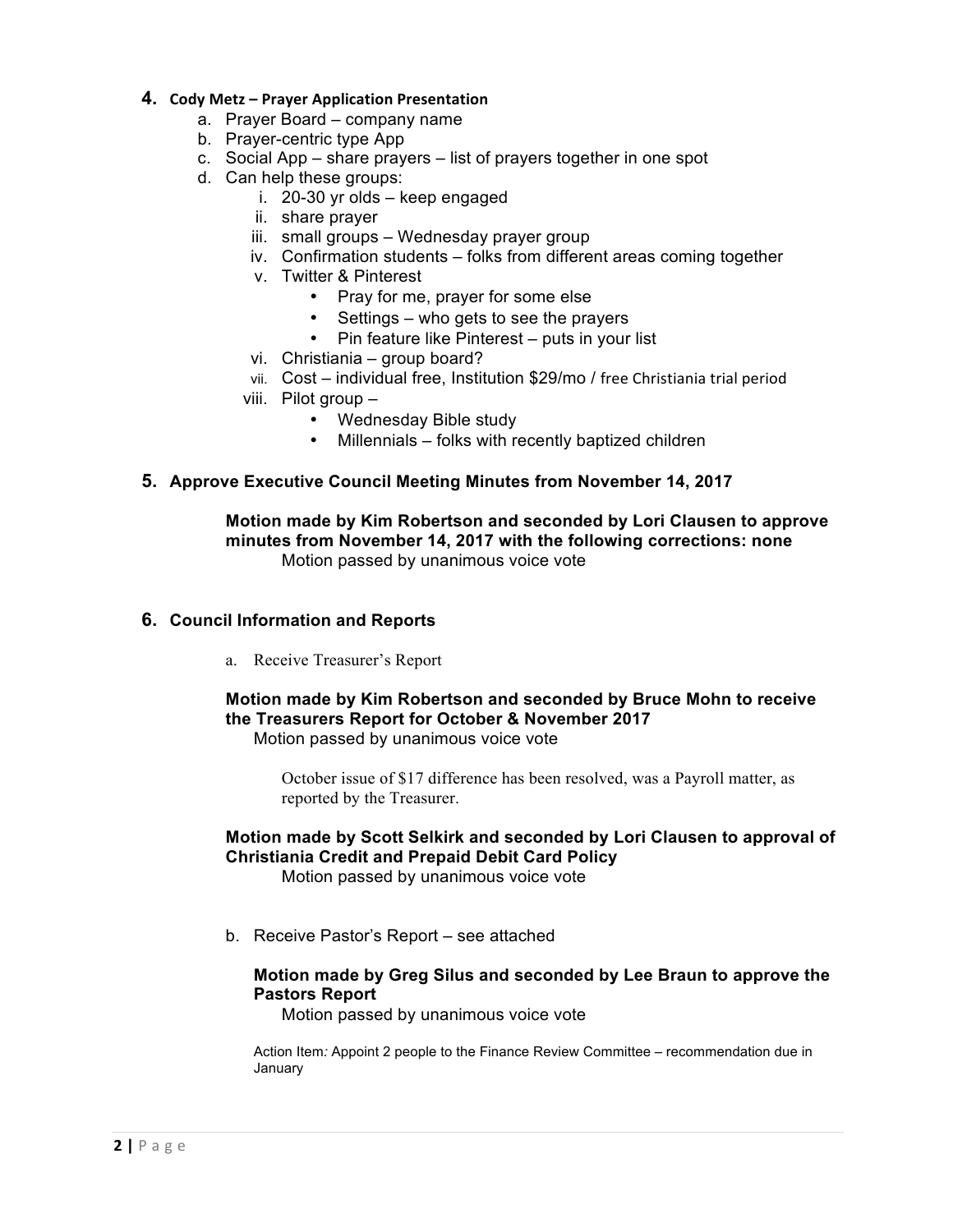4. **Cody Metz – Prayer Application Presentation**
    a. Prayer Board – company name
    b. Prayer-centric type App
    c. Social App – share prayers – list of prayers together in one spot
    d. Can help these groups:
        i. 20-30 yr olds – keep engaged
        ii. share prayer
        iii. small groups – Wednesday prayer group
        iv. Confirmation students – folks from different areas coming together
        v. Twitter & Pinterest
            - Pray for me, prayer for some else
            - Settings – who gets to see the prayers
            - Pin feature like Pinterest – puts in your list
        vi. Christiania – group board?
        vii. Cost – individual free, Institution $29/mo / free Christiania trial period
        viii. Pilot group –
            - Wednesday Bible study
            - Millennials – folks with recently baptized children

5. **Approve Executive Council Meeting Minutes from November 14, 2017**

    **Motion made by Kim Robertson and seconded by Lori Clausen to approve minutes from November 14, 2017 with the following corrections: none**
    Motion passed by unanimous voice vote

6. **Council Information and Reports**

    a. Receive Treasurer's Report

    **Motion made by Kim Robertson and seconded by Bruce Mohn to receive the Treasurers Report for October & November 2017**
    Motion passed by unanimous voice vote

    October issue of $17 difference has been resolved, was a Payroll matter, as reported by the Treasurer.

    **Motion made by Scott Selkirk and seconded by Lori Clausen to approval of Christiania Credit and Prepaid Debit Card Policy**
    Motion passed by unanimous voice vote

    b. Receive Pastor's Report – see attached

    **Motion made by Greg Silus and seconded by Lee Braun to approve the Pastors Report**
    Motion passed by unanimous voice vote

    Action Item*:* Appoint 2 people to the Finance Review Committee – recommendation due in January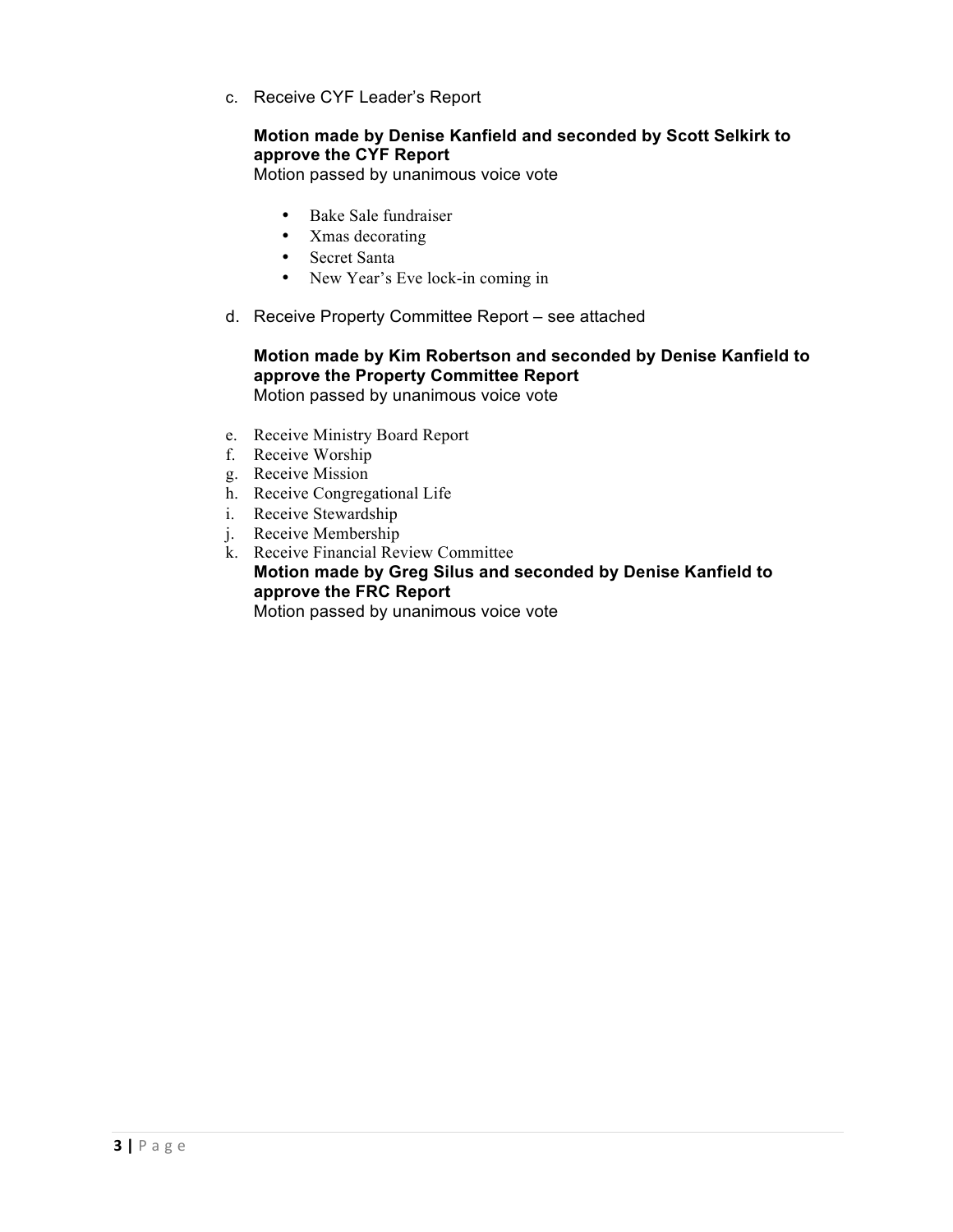c. Receive CYF Leader's Report

**Motion made by Denise Kanfield and seconded by Scott Selkirk to approve the CYF Report**
Motion passed by unanimous voice vote

- Bake Sale fundraiser
- Xmas decorating
- Secret Santa
- New Year's Eve lock-in coming in

d. Receive Property Committee Report – see attached

**Motion made by Kim Robertson and seconded by Denise Kanfield to approve the Property Committee Report**
Motion passed by unanimous voice vote

e. Receive Ministry Board Report
f. Receive Worship
g. Receive Mission
h. Receive Congregational Life
i. Receive Stewardship
j. Receive Membership
k. Receive Financial Review Committee
**Motion made by Greg Silus and seconded by Denise Kanfield to approve the FRC Report**
Motion passed by unanimous voice vote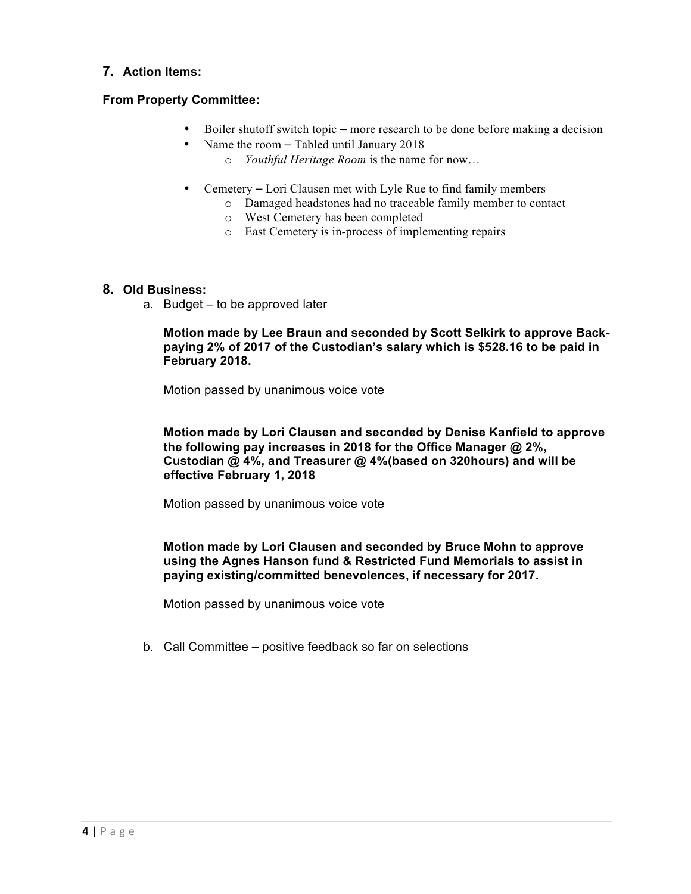## 7. Action Items:

**From Property Committee:**

- Boiler shutoff switch topic – more research to be done before making a decision
- Name the room – Tabled until January 2018
  - *Youthful Heritage Room* is the name for now…
- Cemetery – Lori Clausen met with Lyle Rue to find family members
  - Damaged headstones had no traceable family member to contact
  - West Cemetery has been completed
  - East Cemetery is in-process of implementing repairs

## 8. Old Business:

a. Budget – to be approved later

**Motion made by Lee Braun and seconded by Scott Selkirk to approve Back-paying 2% of 2017 of the Custodian's salary which is $528.16 to be paid in February 2018.**

Motion passed by unanimous voice vote

**Motion made by Lori Clausen and seconded by Denise Kanfield to approve the following pay increases in 2018 for the Office Manager @ 2%, Custodian @ 4%, and Treasurer @ 4%(based on 320hours) and will be effective February 1, 2018**

Motion passed by unanimous voice vote

**Motion made by Lori Clausen and seconded by Bruce Mohn to approve using the Agnes Hanson fund & Restricted Fund Memorials to assist in paying existing/committed benevolences, if necessary for 2017.**

Motion passed by unanimous voice vote

b. Call Committee – positive feedback so far on selections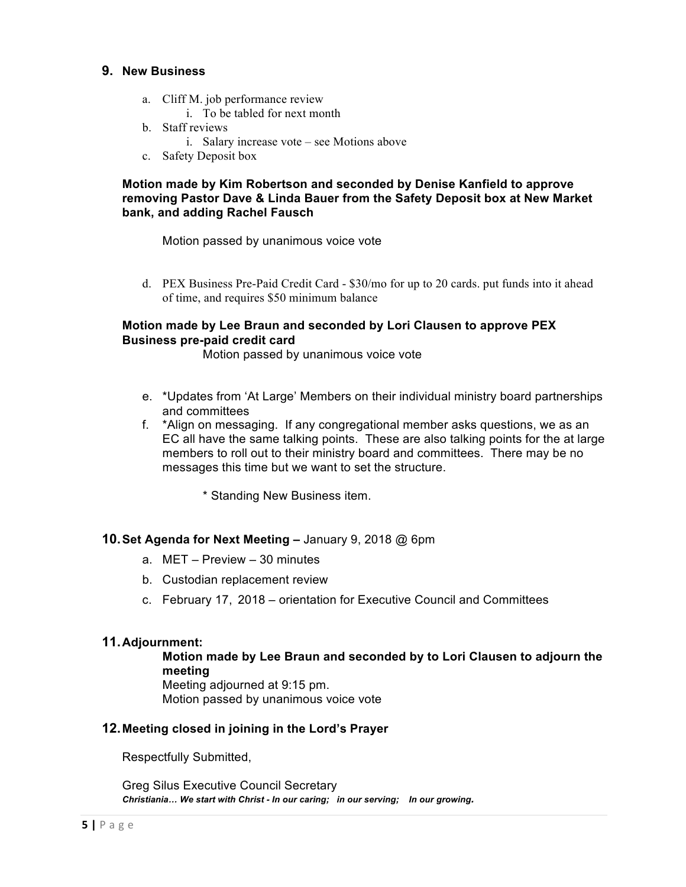## 9. New Business

a. Cliff M. job performance review
    i. To be tabled for next month
b. Staff reviews
    i. Salary increase vote – see Motions above
c. Safety Deposit box

**Motion made by Kim Robertson and seconded by Denise Kanfield to approve removing Pastor Dave & Linda Bauer from the Safety Deposit box at New Market bank, and adding Rachel Fausch**

Motion passed by unanimous voice vote

d. PEX Business Pre-Paid Credit Card - $30/mo for up to 20 cards. put funds into it ahead of time, and requires $50 minimum balance

**Motion made by Lee Braun and seconded by Lori Clausen to approve PEX Business pre-paid credit card**

Motion passed by unanimous voice vote

e. *Updates from 'At Large' Members on their individual ministry board partnerships and committees
f. *Align on messaging. If any congregational member asks questions, we as an EC all have the same talking points. These are also talking points for the at large members to roll out to their ministry board and committees. There may be no messages this time but we want to set the structure.

* Standing New Business item.

## 10. Set Agenda for Next Meeting – January 9, 2018 @ 6pm

a. MET – Preview – 30 minutes
b. Custodian replacement review
c. February 17, 2018 – orientation for Executive Council and Committees

## 11. Adjournment:

**Motion made by Lee Braun and seconded by to Lori Clausen to adjourn the meeting**
Meeting adjourned at 9:15 pm.
Motion passed by unanimous voice vote

## 12. Meeting closed in joining in the Lord's Prayer

Respectfully Submitted,

Greg Silus Executive Council Secretary
***Christiania… We start with Christ - In our caring; in our serving; In our growing.***